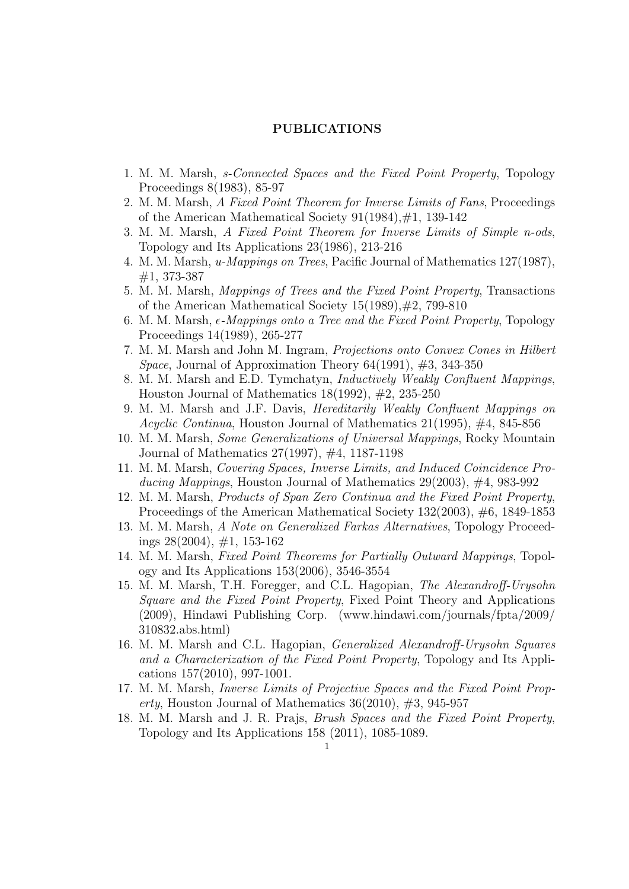# PUBLICATIONS

1. M. M. Marsh, *s-Connected Spaces and the Fixed Point Property*, Topology Proceedings 8(1983), 85-97
2. M. M. Marsh, *A Fixed Point Theorem for Inverse Limits of Fans*, Proceedings of the American Mathematical Society 91(1984),#1, 139-142
3. M. M. Marsh, *A Fixed Point Theorem for Inverse Limits of Simple n-ods*, Topology and Its Applications 23(1986), 213-216
4. M. M. Marsh, *u-Mappings on Trees*, Pacific Journal of Mathematics 127(1987), #1, 373-387
5. M. M. Marsh, *Mappings of Trees and the Fixed Point Property*, Transactions of the American Mathematical Society 15(1989),#2, 799-810
6. M. M. Marsh, *$\epsilon$-Mappings onto a Tree and the Fixed Point Property*, Topology Proceedings 14(1989), 265-277
7. M. M. Marsh and John M. Ingram, *Projections onto Convex Cones in Hilbert Space*, Journal of Approximation Theory 64(1991), #3, 343-350
8. M. M. Marsh and E.D. Tymchatyn, *Inductively Weakly Confluent Mappings*, Houston Journal of Mathematics 18(1992), #2, 235-250
9. M. M. Marsh and J.F. Davis, *Hereditarily Weakly Confluent Mappings on Acyclic Continua*, Houston Journal of Mathematics 21(1995), #4, 845-856
10. M. M. Marsh, *Some Generalizations of Universal Mappings*, Rocky Mountain Journal of Mathematics 27(1997), #4, 1187-1198
11. M. M. Marsh, *Covering Spaces, Inverse Limits, and Induced Coincidence Producing Mappings*, Houston Journal of Mathematics 29(2003), #4, 983-992
12. M. M. Marsh, *Products of Span Zero Continua and the Fixed Point Property*, Proceedings of the American Mathematical Society 132(2003), #6, 1849-1853
13. M. M. Marsh, *A Note on Generalized Farkas Alternatives*, Topology Proceedings 28(2004), #1, 153-162
14. M. M. Marsh, *Fixed Point Theorems for Partially Outward Mappings*, Topology and Its Applications 153(2006), 3546-3554
15. M. M. Marsh, T.H. Foregger, and C.L. Hagopian, *The Alexandroff-Urysohn Square and the Fixed Point Property*, Fixed Point Theory and Applications (2009), Hindawi Publishing Corp. (www.hindawi.com/journals/fpta/2009/310832.abs.html)
16. M. M. Marsh and C.L. Hagopian, *Generalized Alexandroff-Urysohn Squares and a Characterization of the Fixed Point Property*, Topology and Its Applications 157(2010), 997-1001.
17. M. M. Marsh, *Inverse Limits of Projective Spaces and the Fixed Point Property*, Houston Journal of Mathematics 36(2010), #3, 945-957
18. M. M. Marsh and J. R. Prajs, *Brush Spaces and the Fixed Point Property*, Topology and Its Applications 158 (2011), 1085-1089.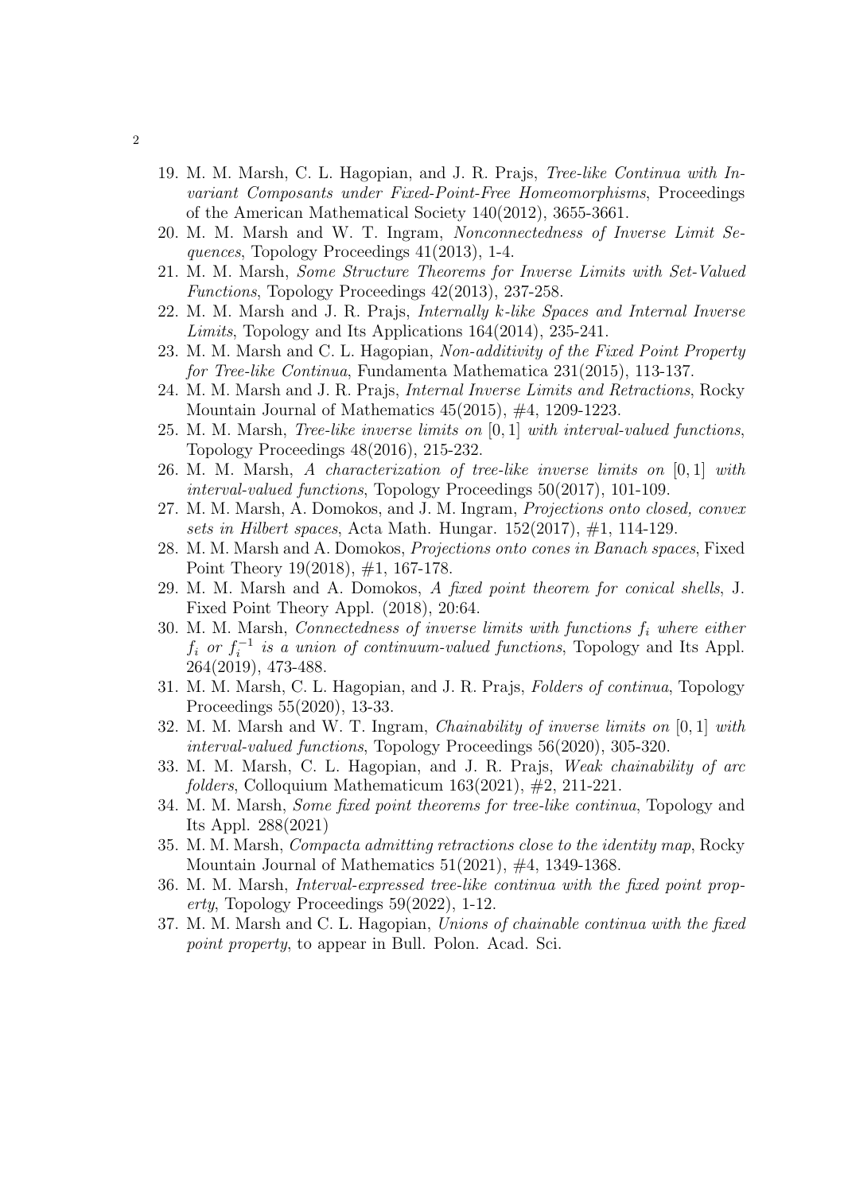19. M. M. Marsh, C. L. Hagopian, and J. R. Prajs, *Tree-like Continua with Invariant Composants under Fixed-Point-Free Homeomorphisms*, Proceedings of the American Mathematical Society 140(2012), 3655-3661.
20. M. M. Marsh and W. T. Ingram, *Nonconnectedness of Inverse Limit Sequences*, Topology Proceedings 41(2013), 1-4.
21. M. M. Marsh, *Some Structure Theorems for Inverse Limits with Set-Valued Functions*, Topology Proceedings 42(2013), 237-258.
22. M. M. Marsh and J. R. Prajs, *Internally k-like Spaces and Internal Inverse Limits*, Topology and Its Applications 164(2014), 235-241.
23. M. M. Marsh and C. L. Hagopian, *Non-additivity of the Fixed Point Property for Tree-like Continua*, Fundamenta Mathematica 231(2015), 113-137.
24. M. M. Marsh and J. R. Prajs, *Internal Inverse Limits and Retractions*, Rocky Mountain Journal of Mathematics 45(2015), #4, 1209-1223.
25. M. M. Marsh, *Tree-like inverse limits on* $[0, 1]$ *with interval-valued functions*, Topology Proceedings 48(2016), 215-232.
26. M. M. Marsh, *A characterization of tree-like inverse limits on* $[0, 1]$ *with interval-valued functions*, Topology Proceedings 50(2017), 101-109.
27. M. M. Marsh, A. Domokos, and J. M. Ingram, *Projections onto closed, convex sets in Hilbert spaces*, Acta Math. Hungar. 152(2017), #1, 114-129.
28. M. M. Marsh and A. Domokos, *Projections onto cones in Banach spaces*, Fixed Point Theory 19(2018), #1, 167-178.
29. M. M. Marsh and A. Domokos, *A fixed point theorem for conical shells*, J. Fixed Point Theory Appl. (2018), 20:64.
30. M. M. Marsh, *Connectedness of inverse limits with functions* $f_i$ *where either* $f_i$ *or* $f_i^{-1}$ *is a union of continuum-valued functions*, Topology and Its Appl. 264(2019), 473-488.
31. M. M. Marsh, C. L. Hagopian, and J. R. Prajs, *Folders of continua*, Topology Proceedings 55(2020), 13-33.
32. M. M. Marsh and W. T. Ingram, *Chainability of inverse limits on* $[0, 1]$ *with interval-valued functions*, Topology Proceedings 56(2020), 305-320.
33. M. M. Marsh, C. L. Hagopian, and J. R. Prajs, *Weak chainability of arc folders*, Colloquium Mathematicum 163(2021), #2, 211-221.
34. M. M. Marsh, *Some fixed point theorems for tree-like continua*, Topology and Its Appl. 288(2021)
35. M. M. Marsh, *Compacta admitting retractions close to the identity map*, Rocky Mountain Journal of Mathematics 51(2021), #4, 1349-1368.
36. M. M. Marsh, *Interval-expressed tree-like continua with the fixed point property*, Topology Proceedings 59(2022), 1-12.
37. M. M. Marsh and C. L. Hagopian, *Unions of chainable continua with the fixed point property*, to appear in Bull. Polon. Acad. Sci.